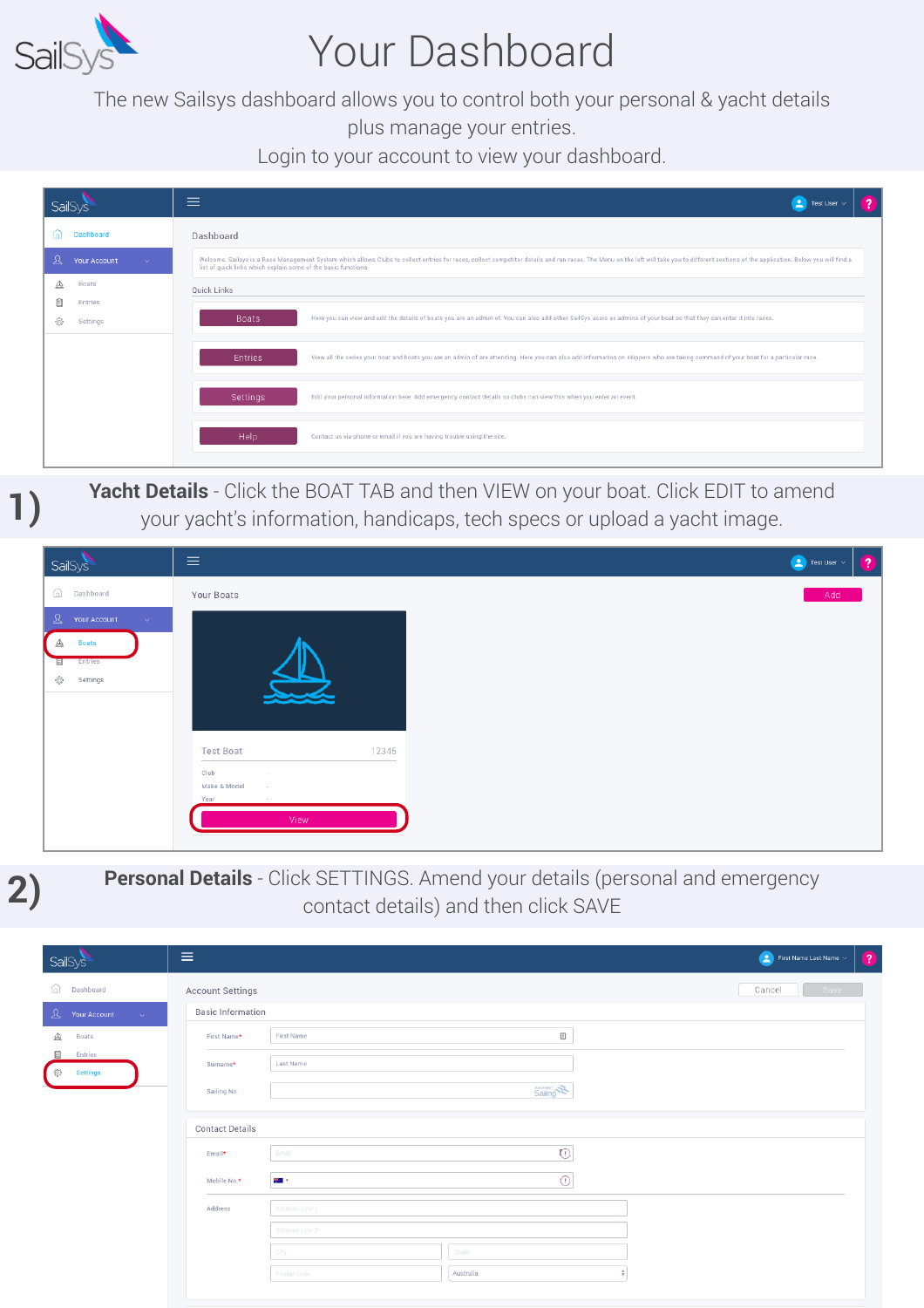# Your Dashboard

The new Sailsys dashboard allows you to control both your personal & yacht details plus manage your entries.

Login to your account to view your dashboard.

Dashboard

Welcome. Sailsys is a Race Management System which allows Clubs to collect entries for races, collect competitor details and run races. The Menu on the left will take you to different sections of the application. Below you will find a list of quick links which explain some of the basic functions.

Quick Links

- **Boats** – Here you can view and edit the details of boats you are an admin of. You can also add other SailSys users as admins of your boat so that they can enter it into races.
- **Entries** – View all the series your boat and boats you are an admin of are attending. Here you can also add information on skippers who are taking command of your boat for a particular race.
- **Settings** – Edit your personal information here. Add emergency contact details so clubs can view this when you enter an event.
- **Help** – Contact us via phone or email if you are having trouble using the site.

## 1) **Yacht Details** - Click the BOAT TAB and then VIEW on your boat. Click EDIT to amend your yacht's information, handicaps, tech specs or upload a yacht image.

Your Boats

Add

Test Boat 12345

Club -
Make & Model -
Year -

View

## 2) **Personal Details** - Click SETTINGS. Amend your details (personal and emergency contact details) and then click SAVE

Account Settings

Cancel | Save

Basic Information

- First Name*
- Surname*
- Sailing No.

Contact Details

- Email*
- Mobile No.*
- Address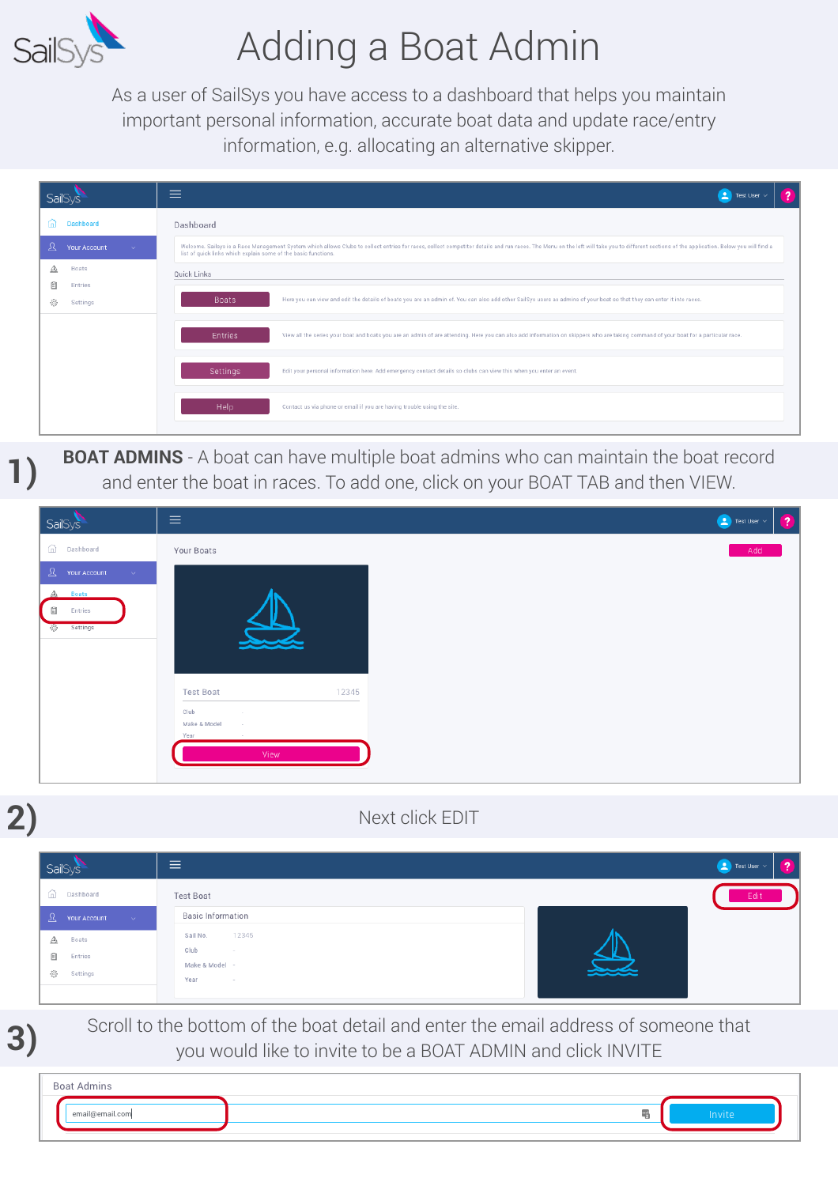# Adding a Boat Admin

As a user of SailSys you have access to a dashboard that helps you maintain important personal information, accurate boat data and update race/entry information, e.g. allocating an alternative skipper.

Dashboard

Welcome. Sailsys is a Race Management System which allows Clubs to collect entries for races, collect competitor details and run races. The Menu on the left will take you to different sections of the application. Below you will find a list of quick links which explain some of the basic functions.

Quick Links

- **Boats** — Here you can view and edit the details of boats you are an admin of. You can also add other SailSys users as admins of your boat so that they can enter it into races.
- **Entries** — View all the series your boat and boats you are an admin of are attending. Here you can also add information on skippers who are taking command of your boat for a particular race.
- **Settings** — Edit your personal information here. Add emergency contact details so clubs can view this when you enter an event.
- **Help** — Contact us via phone or email if you are having trouble using the site.

**1)** **BOAT ADMINS** - A boat can have multiple boat admins who can maintain the boat record and enter the boat in races. To add one, click on your BOAT TAB and then VIEW.

Your Boats — Add

Test Boat 12345
Club -
Make & Model -
Year
View

**2)** Next click EDIT

Test Boat — Edit

Basic Information
Sail No. 12345
Club -
Make & Model -
Year -

**3)** Scroll to the bottom of the boat detail and enter the email address of someone that you would like to invite to be a BOAT ADMIN and click INVITE

Boat Admins
email@email.com — Invite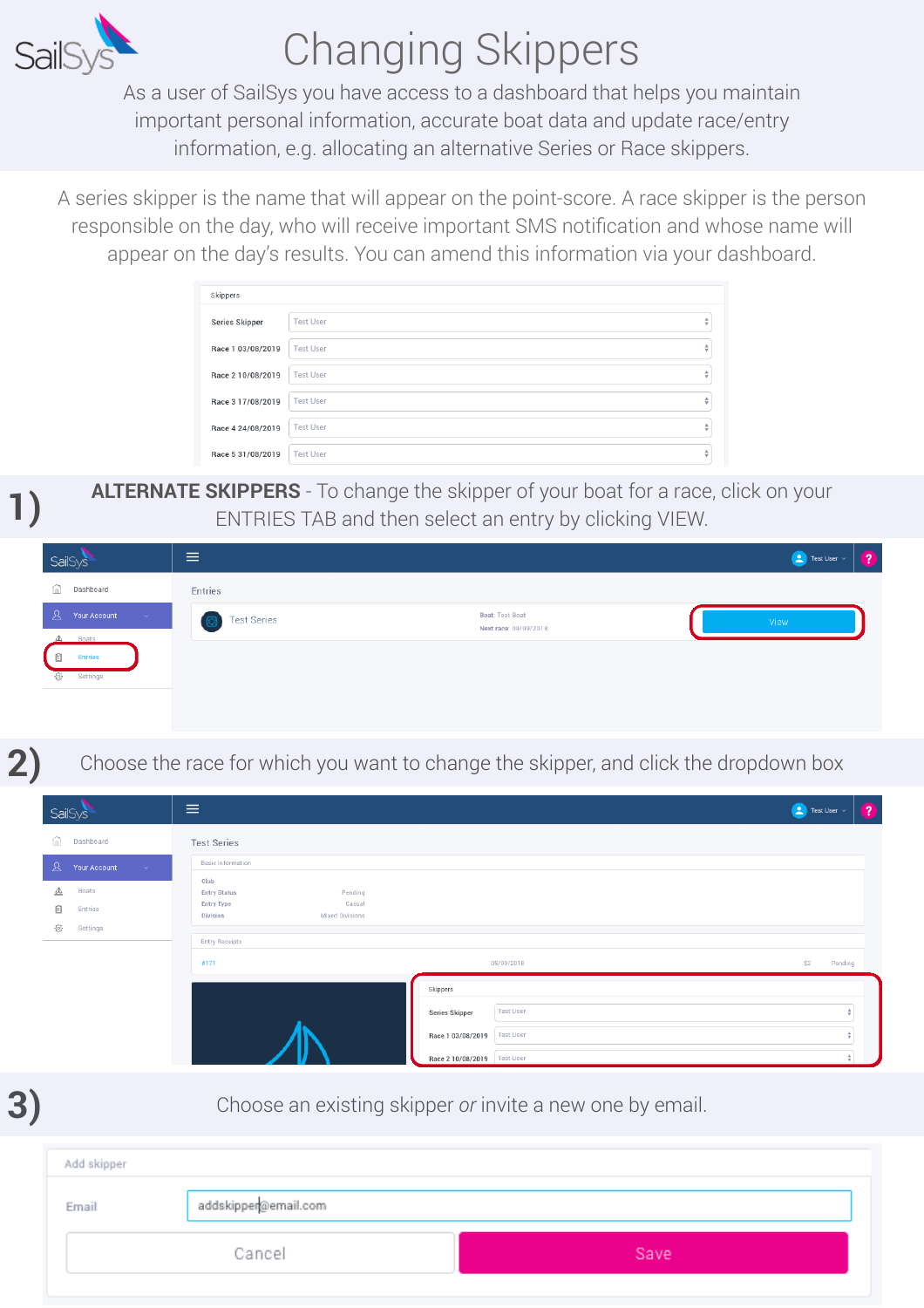# Changing Skippers

As a user of SailSys you have access to a dashboard that helps you maintain important personal information, accurate boat data and update race/entry information, e.g. allocating an alternative Series or Race skippers.

A series skipper is the name that will appear on the point-score. A race skipper is the person responsible on the day, who will receive important SMS notification and whose name will appear on the day's results. You can amend this information via your dashboard.

| Skippers | |
|---|---|
| Series Skipper | Test User |
| Race 1 03/08/2019 | Test User |
| Race 2 10/08/2019 | Test User |
| Race 3 17/08/2019 | Test User |
| Race 4 24/08/2019 | Test User |
| Race 5 31/08/2019 | Test User |

## 1) **ALTERNATE SKIPPERS** - To change the skipper of your boat for a race, click on your ENTRIES TAB and then select an entry by clicking VIEW.

## 2) Choose the race for which you want to change the skipper, and click the dropdown box

## 3) Choose an existing skipper *or* invite a new one by email.

Add skipper

Email: addskipper@email.com

Cancel | Save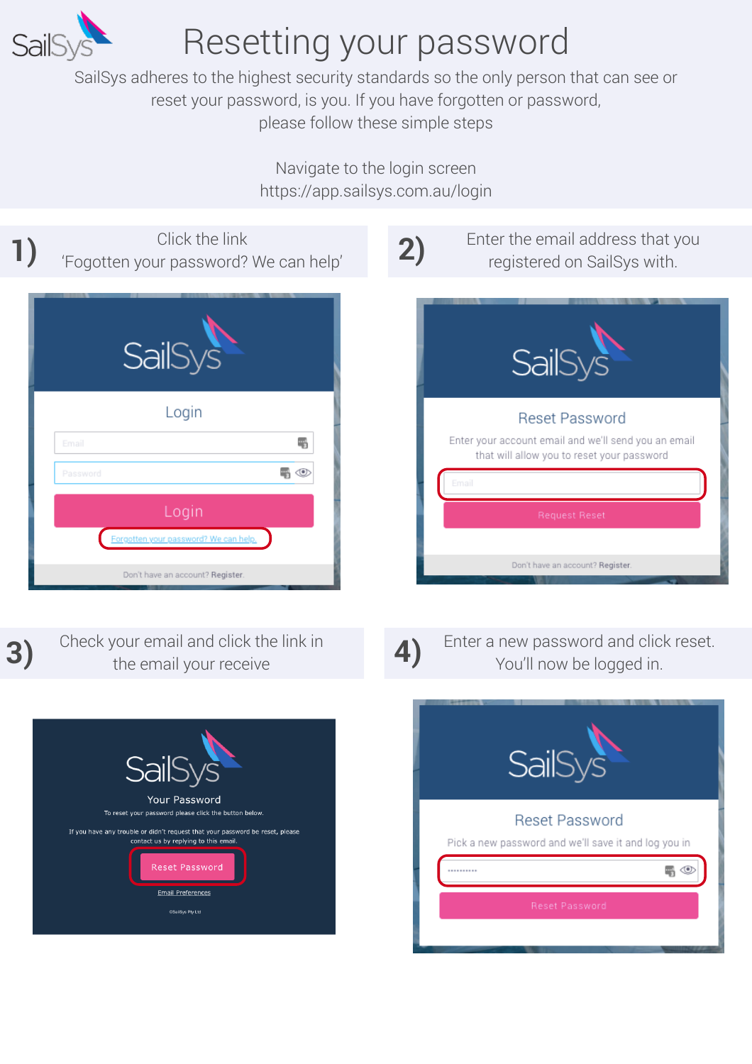# Resetting your password

SailSys adheres to the highest security standards so the only person that can see or reset your password, is you. If you have forgotten or password, please follow these simple steps

Navigate to the login screen
https://app.sailsys.com.au/login

**1)** Click the link 'Fogotten your password? We can help'

Login

Email

Password

Login

Forgotten your password? We can help.

Don't have an account? Register.

**2)** Enter the email address that you registered on SailSys with.

Reset Password

Enter your account email and we'll send you an email that will allow you to reset your password

Email

Request Reset

Don't have an account? Register.

**3)** Check your email and click the link in the email your receive

Your Password

To reset your password please click the button below.

If you have any trouble or didn't request that your password be reset, please contact us by replying to this email.

Reset Password

Email Preferences

©SailSys Pty Ltd

**4)** Enter a new password and click reset. You'll now be logged in.

Reset Password

Pick a new password and we'll save it and log you in

Reset Password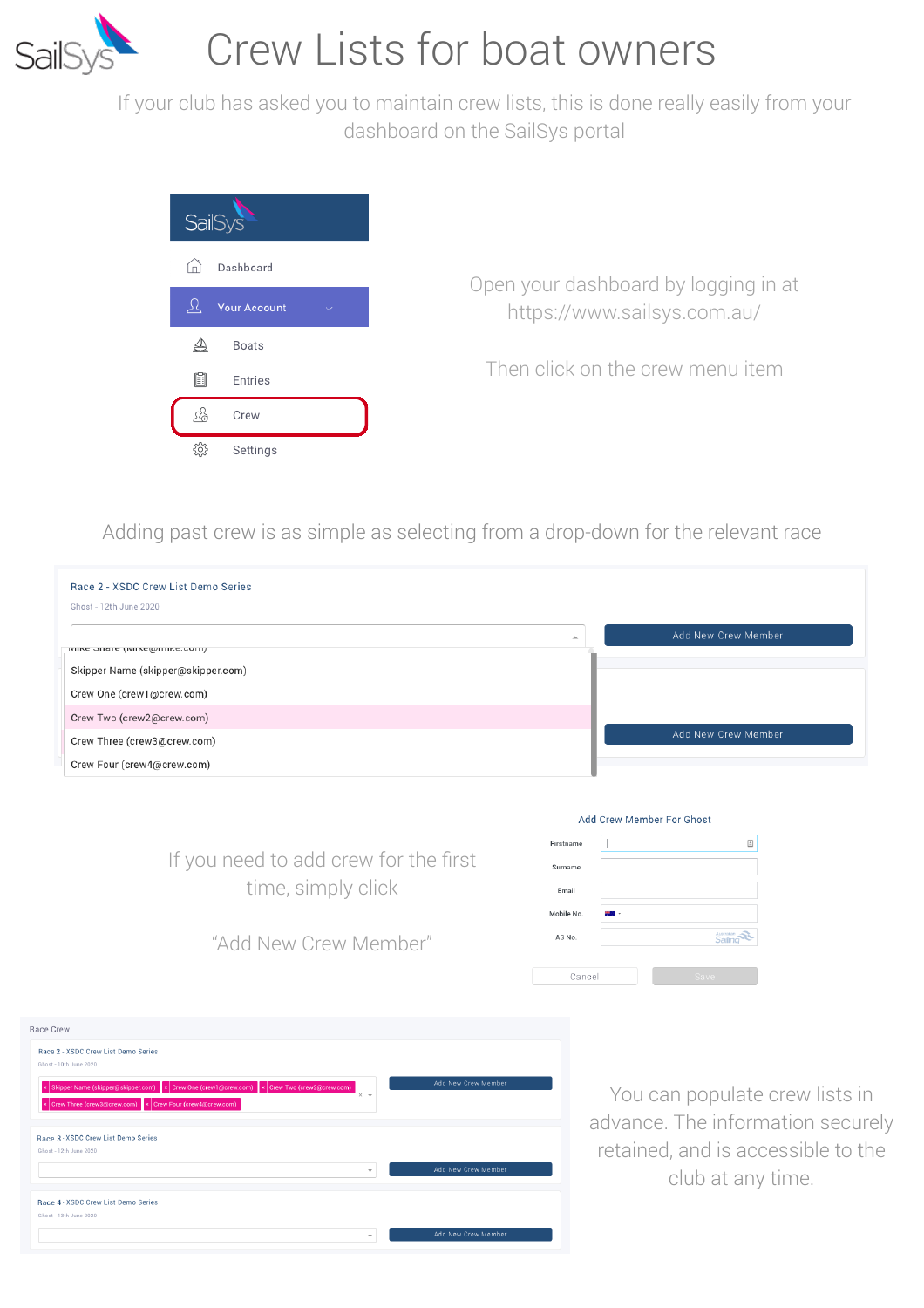# Crew Lists for boat owners

If your club has asked you to maintain crew lists, this is done really easily from your dashboard on the SailSys portal

- Dashboard
- Your Account
- Boats
- Entries
- Crew
- Settings

Open your dashboard by logging in at https://www.sailsys.com.au/

Then click on the crew menu item

Adding past crew is as simple as selecting from a drop-down for the relevant race

Race 2 - XSDC Crew List Demo Series

Ghost - 12th June 2020

- Skipper Name (skipper@skipper.com)
- Crew One (crew1@crew.com)
- Crew Two (crew2@crew.com)
- Crew Three (crew3@crew.com)
- Crew Four (crew4@crew.com)

Add New Crew Member

Add New Crew Member

If you need to add crew for the first time, simply click

"Add New Crew Member"

Add Crew Member For Ghost

Firstname

Surname

Email

Mobile No.

AS No.

Cancel | Save

Race Crew

Race 2 - XSDC Crew List Demo Series

Ghost - 19th June 2020

Skipper Name (skipper@skipper.com) | Crew One (crew1@crew.com) | Crew Two (crew2@crew.com) | Crew Three (crew3@crew.com) | Crew Four (crew4@crew.com)

Add New Crew Member

Race 3 - XSDC Crew List Demo Series

Ghost - 12th June 2020

Add New Crew Member

Race 4 - XSDC Crew List Demo Series

Ghost - 13th June 2020

Add New Crew Member

You can populate crew lists in advance. The information securely retained, and is accessible to the club at any time.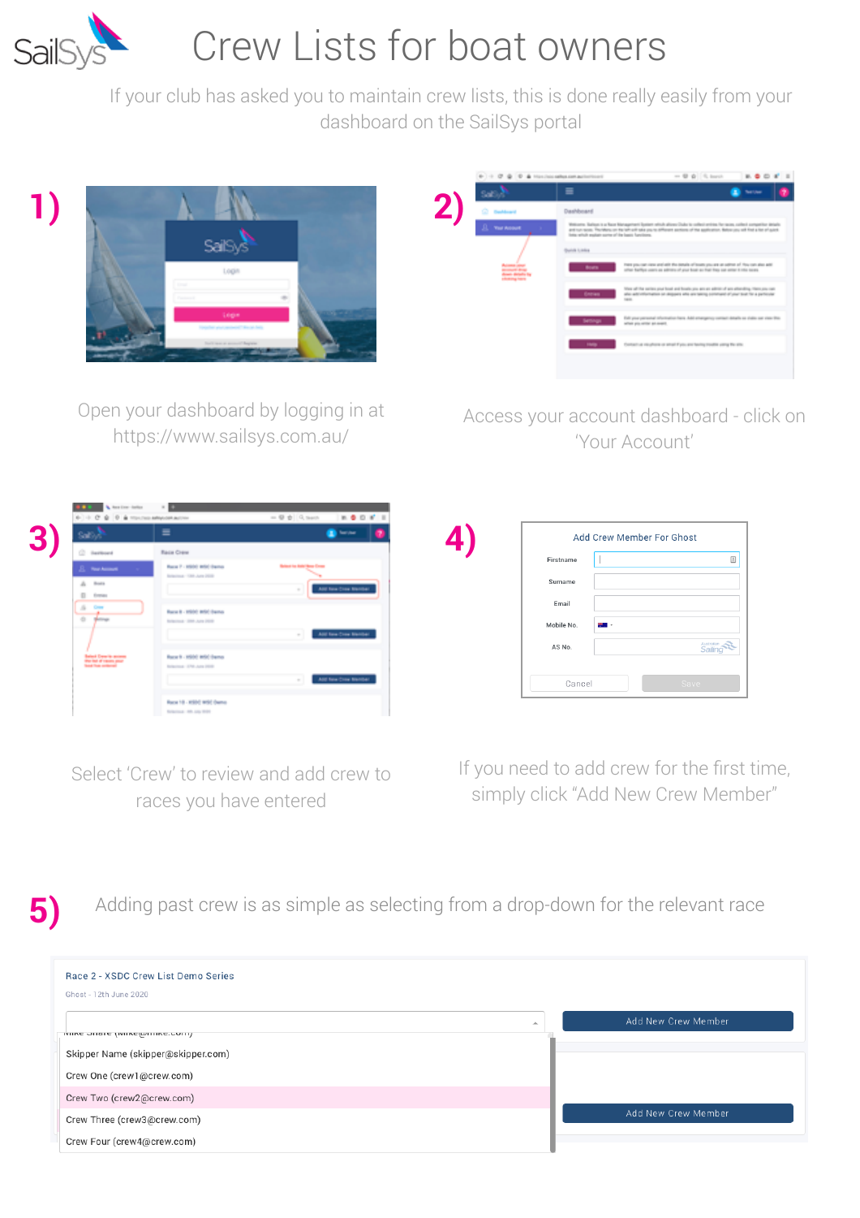# Crew Lists for boat owners

If your club has asked you to maintain crew lists, this is done really easily from your dashboard on the SailSys portal

**1)**

Open your dashboard by logging in at https://www.sailsys.com.au/

**2)**

Access your account dashboard - click on 'Your Account'

**3)**

Select 'Crew' to review and add crew to races you have entered

**4)**

Add Crew Member For Ghost

Firstname

Surname

Email

Mobile No.

AS No.

Cancel | Save

If you need to add crew for the first time, simply click "Add New Crew Member"

**5)** Adding past crew is as simple as selecting from a drop-down for the relevant race

Race 2 - XSDC Crew List Demo Series

Ghost - 12th June 2020

Mike Share (mike@mike.com)

Skipper Name (skipper@skipper.com)

Crew One (crew1@crew.com)

Crew Two (crew2@crew.com)

Crew Three (crew3@crew.com)

Crew Four (crew4@crew.com)

Add New Crew Member

Add New Crew Member